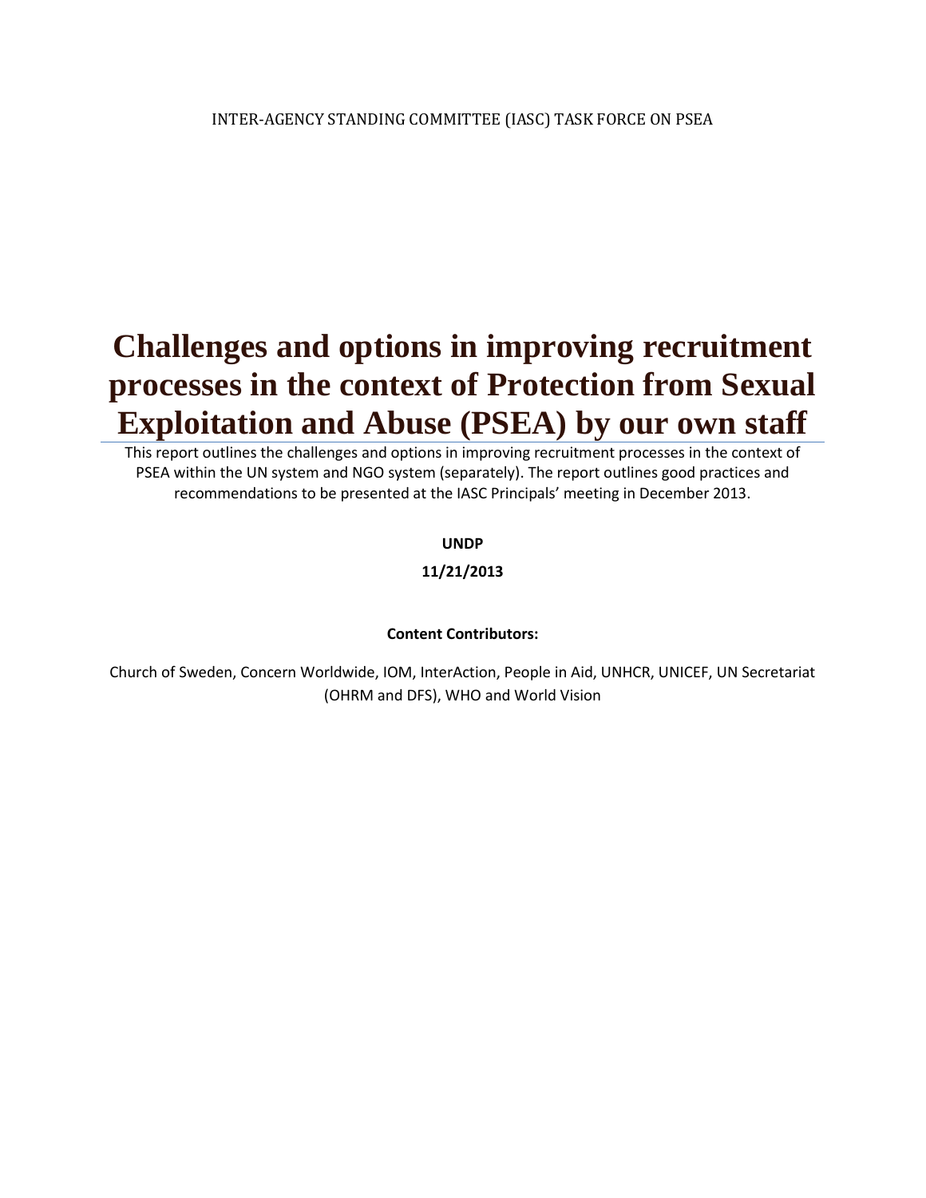INTER-AGENCY STANDING COMMITTEE (IASC) TASK FORCE ON PSEA

# Challenges and options in improving recruitment processes in the context of Protection from Sexual Exploitation and Abuse (PSEA) by our own staff

This report outlines the challenges and options in improving recruitment processes in the context of PSEA within the UN system and NGO system (separately). The report outlines good practices and recommendations to be presented at the IASC Principals' meeting in December 2013.

**UNDP**

**11/21/2013**

**Content Contributors:**

Church of Sweden, Concern Worldwide, IOM, InterAction, People in Aid, UNHCR, UNICEF, UN Secretariat (OHRM and DFS), WHO and World Vision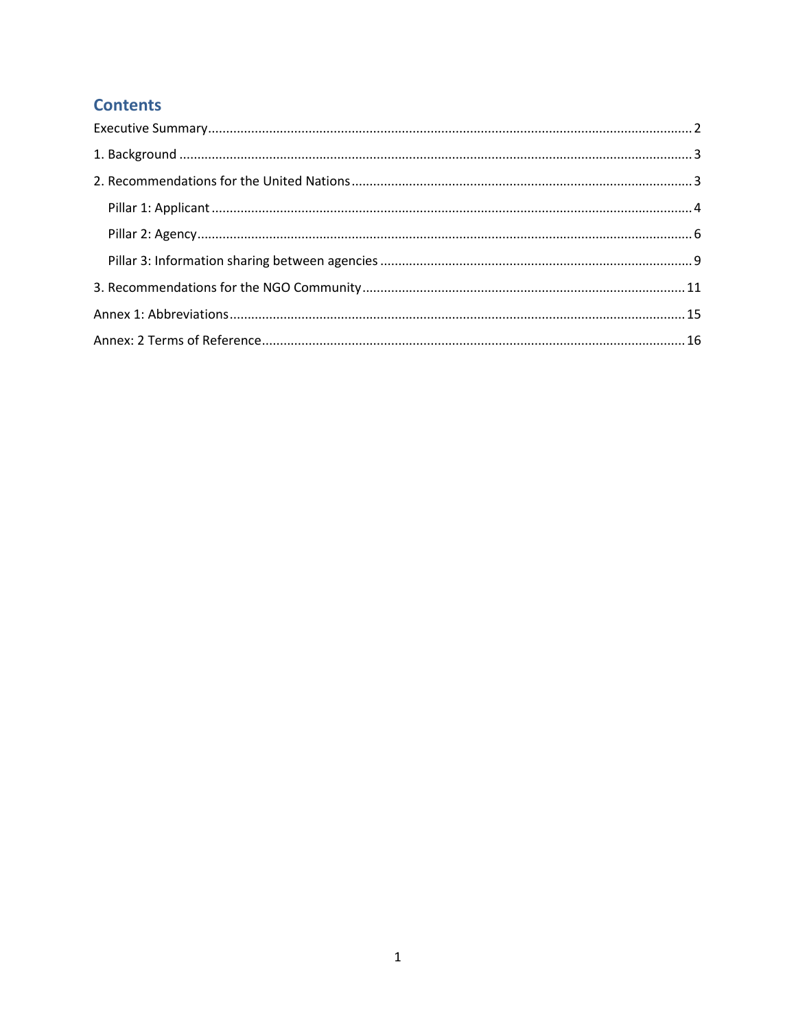# Contents

- Executive Summary ........ 2
- 1. Background ........ 3
- 2. Recommendations for the United Nations ........ 3
  - Pillar 1: Applicant ........ 4
  - Pillar 2: Agency ........ 6
  - Pillar 3: Information sharing between agencies ........ 9
- 3. Recommendations for the NGO Community ........ 11
- Annex 1: Abbreviations ........ 15
- Annex: 2 Terms of Reference ........ 16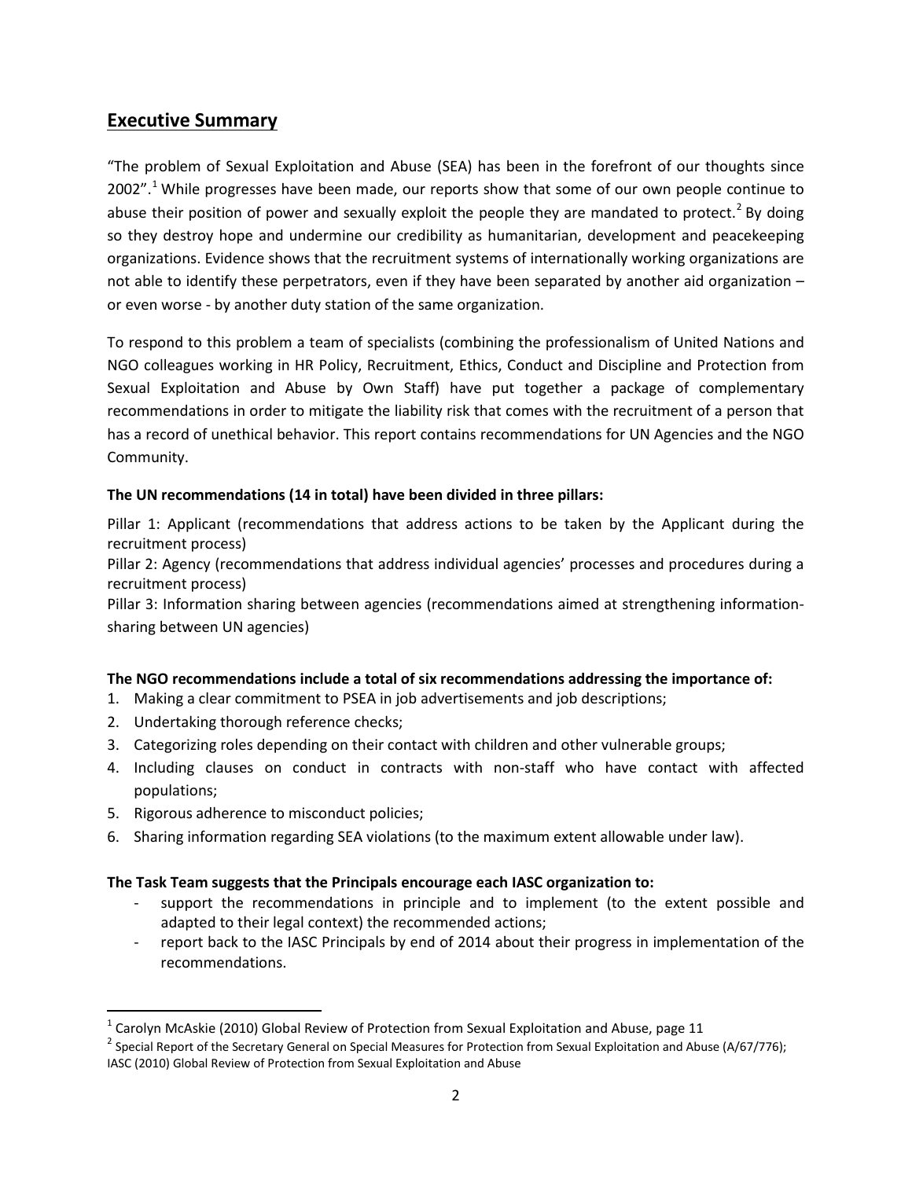## Executive Summary

"The problem of Sexual Exploitation and Abuse (SEA) has been in the forefront of our thoughts since 2002".[1] While progresses have been made, our reports show that some of our own people continue to abuse their position of power and sexually exploit the people they are mandated to protect.[2] By doing so they destroy hope and undermine our credibility as humanitarian, development and peacekeeping organizations. Evidence shows that the recruitment systems of internationally working organizations are not able to identify these perpetrators, even if they have been separated by another aid organization – or even worse - by another duty station of the same organization.

To respond to this problem a team of specialists (combining the professionalism of United Nations and NGO colleagues working in HR Policy, Recruitment, Ethics, Conduct and Discipline and Protection from Sexual Exploitation and Abuse by Own Staff) have put together a package of complementary recommendations in order to mitigate the liability risk that comes with the recruitment of a person that has a record of unethical behavior. This report contains recommendations for UN Agencies and the NGO Community.

**The UN recommendations (14 in total) have been divided in three pillars:**

Pillar 1: Applicant (recommendations that address actions to be taken by the Applicant during the recruitment process)
Pillar 2: Agency (recommendations that address individual agencies' processes and procedures during a recruitment process)
Pillar 3: Information sharing between agencies (recommendations aimed at strengthening information-sharing between UN agencies)

**The NGO recommendations include a total of six recommendations addressing the importance of:**

1. Making a clear commitment to PSEA in job advertisements and job descriptions;
2. Undertaking thorough reference checks;
3. Categorizing roles depending on their contact with children and other vulnerable groups;
4. Including clauses on conduct in contracts with non-staff who have contact with affected populations;
5. Rigorous adherence to misconduct policies;
6. Sharing information regarding SEA violations (to the maximum extent allowable under law).

**The Task Team suggests that the Principals encourage each IASC organization to:**

- support the recommendations in principle and to implement (to the extent possible and adapted to their legal context) the recommended actions;
- report back to the IASC Principals by end of 2014 about their progress in implementation of the recommendations.

---

[1] Carolyn McAskie (2010) Global Review of Protection from Sexual Exploitation and Abuse, page 11

[2] Special Report of the Secretary General on Special Measures for Protection from Sexual Exploitation and Abuse (A/67/776); IASC (2010) Global Review of Protection from Sexual Exploitation and Abuse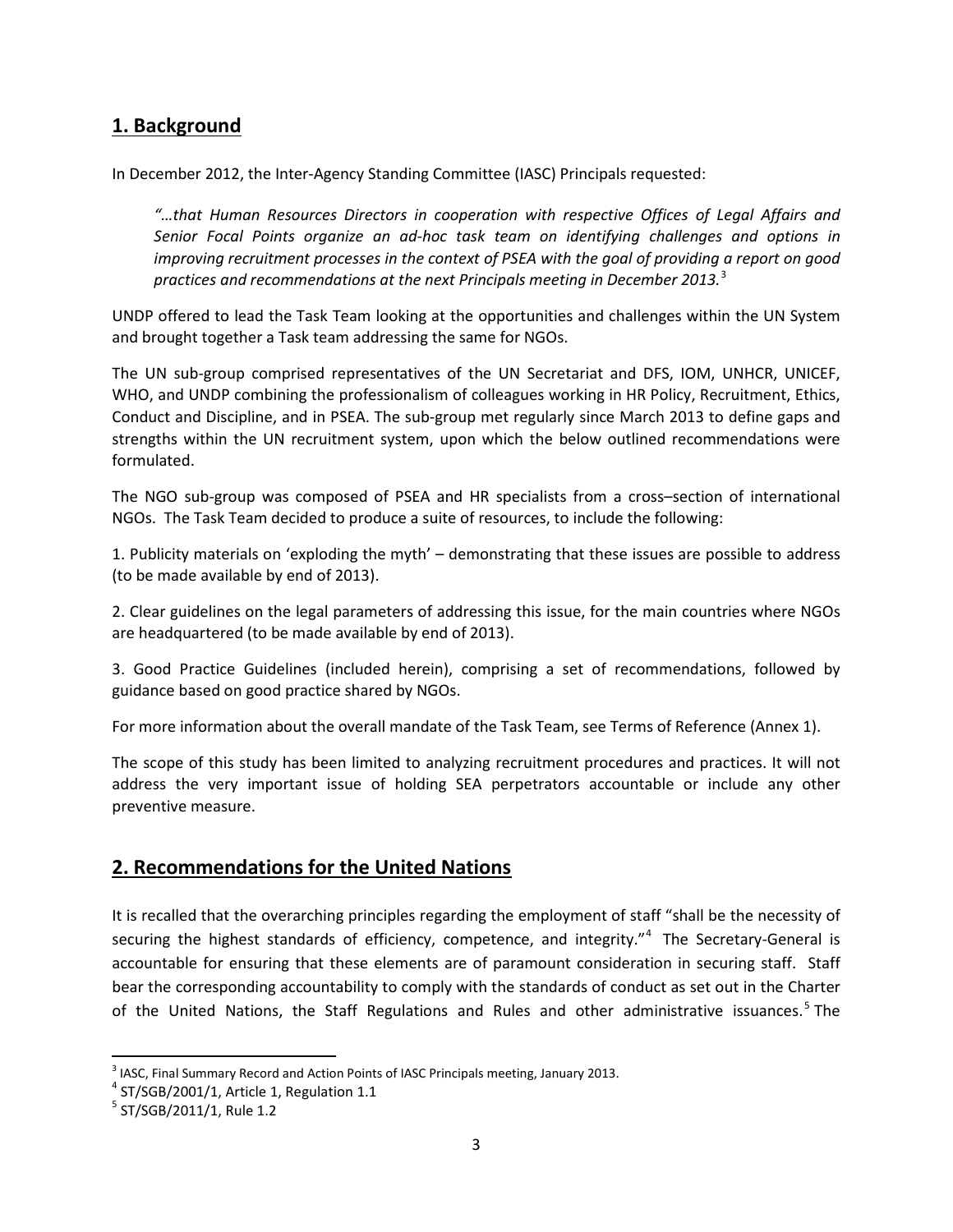## 1. Background

In December 2012, the Inter-Agency Standing Committee (IASC) Principals requested:

> *"…that Human Resources Directors in cooperation with respective Offices of Legal Affairs and Senior Focal Points organize an ad-hoc task team on identifying challenges and options in improving recruitment processes in the context of PSEA with the goal of providing a report on good practices and recommendations at the next Principals meeting in December 2013.*[3]

UNDP offered to lead the Task Team looking at the opportunities and challenges within the UN System and brought together a Task team addressing the same for NGOs.

The UN sub-group comprised representatives of the UN Secretariat and DFS, IOM, UNHCR, UNICEF, WHO, and UNDP combining the professionalism of colleagues working in HR Policy, Recruitment, Ethics, Conduct and Discipline, and in PSEA. The sub-group met regularly since March 2013 to define gaps and strengths within the UN recruitment system, upon which the below outlined recommendations were formulated.

The NGO sub-group was composed of PSEA and HR specialists from a cross–section of international NGOs. The Task Team decided to produce a suite of resources, to include the following:

1. Publicity materials on 'exploding the myth' – demonstrating that these issues are possible to address (to be made available by end of 2013).

2. Clear guidelines on the legal parameters of addressing this issue, for the main countries where NGOs are headquartered (to be made available by end of 2013).

3. Good Practice Guidelines (included herein), comprising a set of recommendations, followed by guidance based on good practice shared by NGOs.

For more information about the overall mandate of the Task Team, see Terms of Reference (Annex 1).

The scope of this study has been limited to analyzing recruitment procedures and practices. It will not address the very important issue of holding SEA perpetrators accountable or include any other preventive measure.

## 2. Recommendations for the United Nations

It is recalled that the overarching principles regarding the employment of staff "shall be the necessity of securing the highest standards of efficiency, competence, and integrity."[4] The Secretary-General is accountable for ensuring that these elements are of paramount consideration in securing staff. Staff bear the corresponding accountability to comply with the standards of conduct as set out in the Charter of the United Nations, the Staff Regulations and Rules and other administrative issuances.[5] The

---

[3] IASC, Final Summary Record and Action Points of IASC Principals meeting, January 2013.

[4] ST/SGB/2001/1, Article 1, Regulation 1.1

[5] ST/SGB/2011/1, Rule 1.2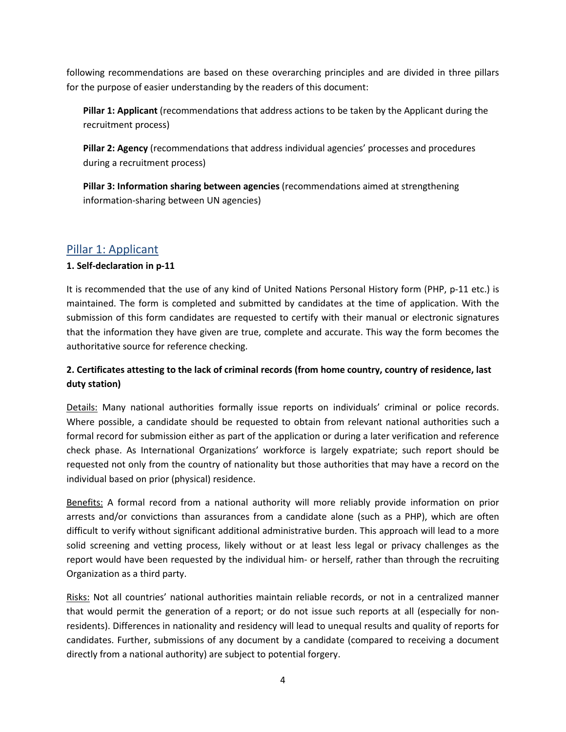following recommendations are based on these overarching principles and are divided in three pillars for the purpose of easier understanding by the readers of this document:

**Pillar 1: Applicant** (recommendations that address actions to be taken by the Applicant during the recruitment process)

**Pillar 2: Agency** (recommendations that address individual agencies' processes and procedures during a recruitment process)

**Pillar 3: Information sharing between agencies** (recommendations aimed at strengthening information-sharing between UN agencies)

## Pillar 1: Applicant

**1. Self-declaration in p-11**

It is recommended that the use of any kind of United Nations Personal History form (PHP, p-11 etc.) is maintained. The form is completed and submitted by candidates at the time of application. With the submission of this form candidates are requested to certify with their manual or electronic signatures that the information they have given are true, complete and accurate. This way the form becomes the authoritative source for reference checking.

**2. Certificates attesting to the lack of criminal records (from home country, country of residence, last duty station)**

Details: Many national authorities formally issue reports on individuals' criminal or police records. Where possible, a candidate should be requested to obtain from relevant national authorities such a formal record for submission either as part of the application or during a later verification and reference check phase. As International Organizations' workforce is largely expatriate; such report should be requested not only from the country of nationality but those authorities that may have a record on the individual based on prior (physical) residence.

Benefits: A formal record from a national authority will more reliably provide information on prior arrests and/or convictions than assurances from a candidate alone (such as a PHP), which are often difficult to verify without significant additional administrative burden. This approach will lead to a more solid screening and vetting process, likely without or at least less legal or privacy challenges as the report would have been requested by the individual him- or herself, rather than through the recruiting Organization as a third party.

Risks: Not all countries' national authorities maintain reliable records, or not in a centralized manner that would permit the generation of a report; or do not issue such reports at all (especially for non-residents). Differences in nationality and residency will lead to unequal results and quality of reports for candidates. Further, submissions of any document by a candidate (compared to receiving a document directly from a national authority) are subject to potential forgery.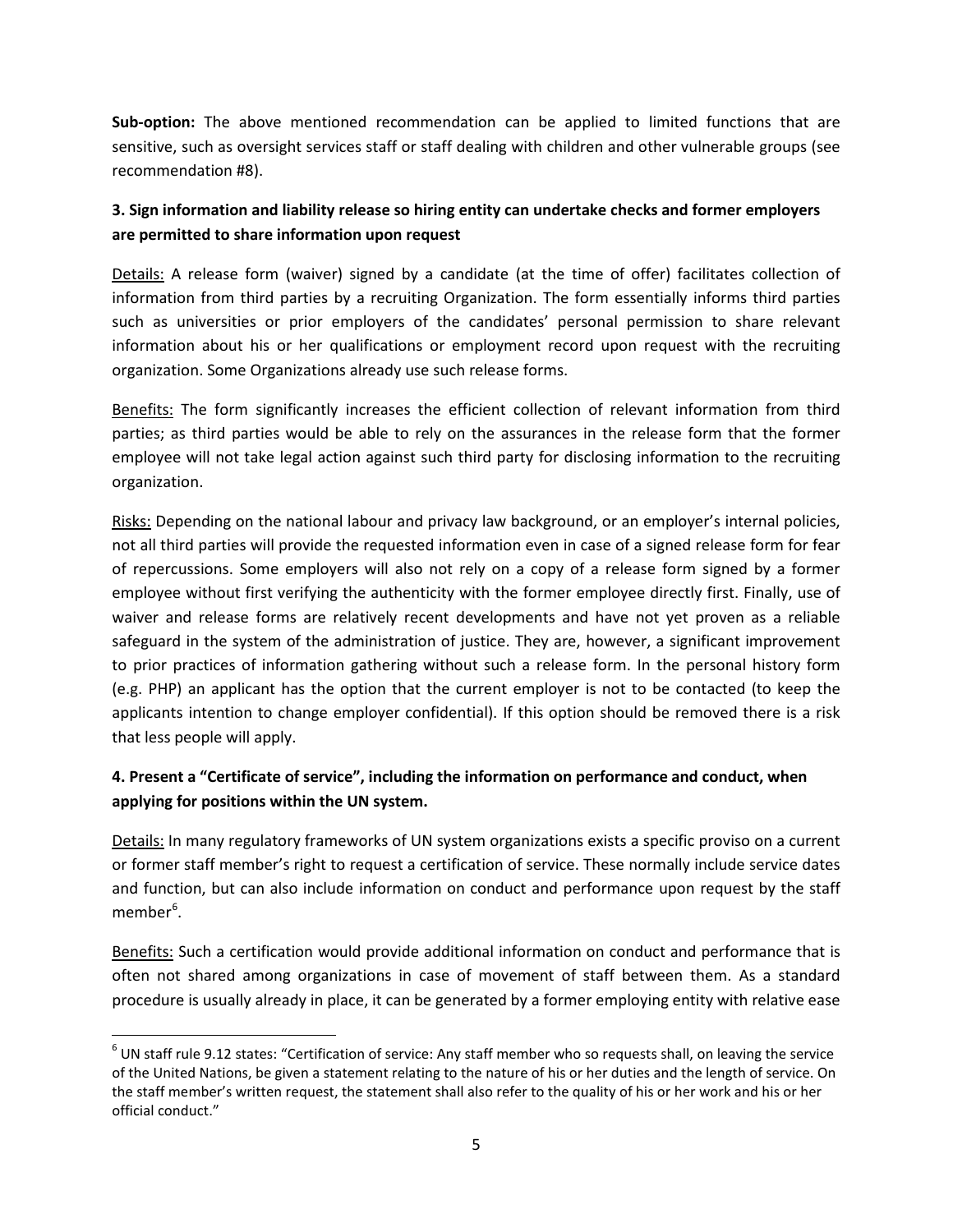**Sub-option:** The above mentioned recommendation can be applied to limited functions that are sensitive, such as oversight services staff or staff dealing with children and other vulnerable groups (see recommendation #8).

### 3. Sign information and liability release so hiring entity can undertake checks and former employers are permitted to share information upon request

Details: A release form (waiver) signed by a candidate (at the time of offer) facilitates collection of information from third parties by a recruiting Organization. The form essentially informs third parties such as universities or prior employers of the candidates' personal permission to share relevant information about his or her qualifications or employment record upon request with the recruiting organization. Some Organizations already use such release forms.

Benefits: The form significantly increases the efficient collection of relevant information from third parties; as third parties would be able to rely on the assurances in the release form that the former employee will not take legal action against such third party for disclosing information to the recruiting organization.

Risks: Depending on the national labour and privacy law background, or an employer's internal policies, not all third parties will provide the requested information even in case of a signed release form for fear of repercussions. Some employers will also not rely on a copy of a release form signed by a former employee without first verifying the authenticity with the former employee directly first. Finally, use of waiver and release forms are relatively recent developments and have not yet proven as a reliable safeguard in the system of the administration of justice. They are, however, a significant improvement to prior practices of information gathering without such a release form. In the personal history form (e.g. PHP) an applicant has the option that the current employer is not to be contacted (to keep the applicants intention to change employer confidential). If this option should be removed there is a risk that less people will apply.

### 4. Present a "Certificate of service", including the information on performance and conduct, when applying for positions within the UN system.

Details: In many regulatory frameworks of UN system organizations exists a specific proviso on a current or former staff member's right to request a certification of service. These normally include service dates and function, but can also include information on conduct and performance upon request by the staff member[6].

Benefits: Such a certification would provide additional information on conduct and performance that is often not shared among organizations in case of movement of staff between them. As a standard procedure is usually already in place, it can be generated by a former employing entity with relative ease

[6] UN staff rule 9.12 states: "Certification of service: Any staff member who so requests shall, on leaving the service of the United Nations, be given a statement relating to the nature of his or her duties and the length of service. On the staff member's written request, the statement shall also refer to the quality of his or her work and his or her official conduct."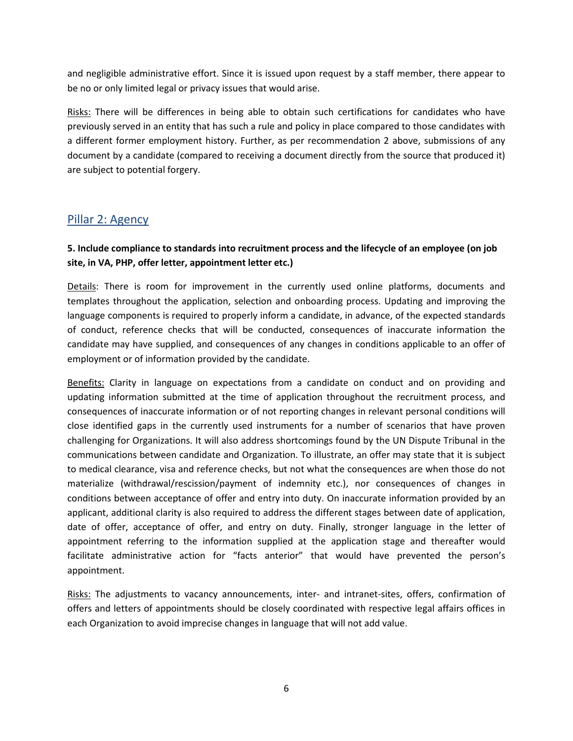and negligible administrative effort. Since it is issued upon request by a staff member, there appear to be no or only limited legal or privacy issues that would arise.

Risks: There will be differences in being able to obtain such certifications for candidates who have previously served in an entity that has such a rule and policy in place compared to those candidates with a different former employment history. Further, as per recommendation 2 above, submissions of any document by a candidate (compared to receiving a document directly from the source that produced it) are subject to potential forgery.

## Pillar 2: Agency

**5. Include compliance to standards into recruitment process and the lifecycle of an employee (on job site, in VA, PHP, offer letter, appointment letter etc.)**

Details: There is room for improvement in the currently used online platforms, documents and templates throughout the application, selection and onboarding process. Updating and improving the language components is required to properly inform a candidate, in advance, of the expected standards of conduct, reference checks that will be conducted, consequences of inaccurate information the candidate may have supplied, and consequences of any changes in conditions applicable to an offer of employment or of information provided by the candidate.

Benefits: Clarity in language on expectations from a candidate on conduct and on providing and updating information submitted at the time of application throughout the recruitment process, and consequences of inaccurate information or of not reporting changes in relevant personal conditions will close identified gaps in the currently used instruments for a number of scenarios that have proven challenging for Organizations. It will also address shortcomings found by the UN Dispute Tribunal in the communications between candidate and Organization. To illustrate, an offer may state that it is subject to medical clearance, visa and reference checks, but not what the consequences are when those do not materialize (withdrawal/rescission/payment of indemnity etc.), nor consequences of changes in conditions between acceptance of offer and entry into duty. On inaccurate information provided by an applicant, additional clarity is also required to address the different stages between date of application, date of offer, acceptance of offer, and entry on duty. Finally, stronger language in the letter of appointment referring to the information supplied at the application stage and thereafter would facilitate administrative action for "facts anterior" that would have prevented the person's appointment.

Risks: The adjustments to vacancy announcements, inter- and intranet-sites, offers, confirmation of offers and letters of appointments should be closely coordinated with respective legal affairs offices in each Organization to avoid imprecise changes in language that will not add value.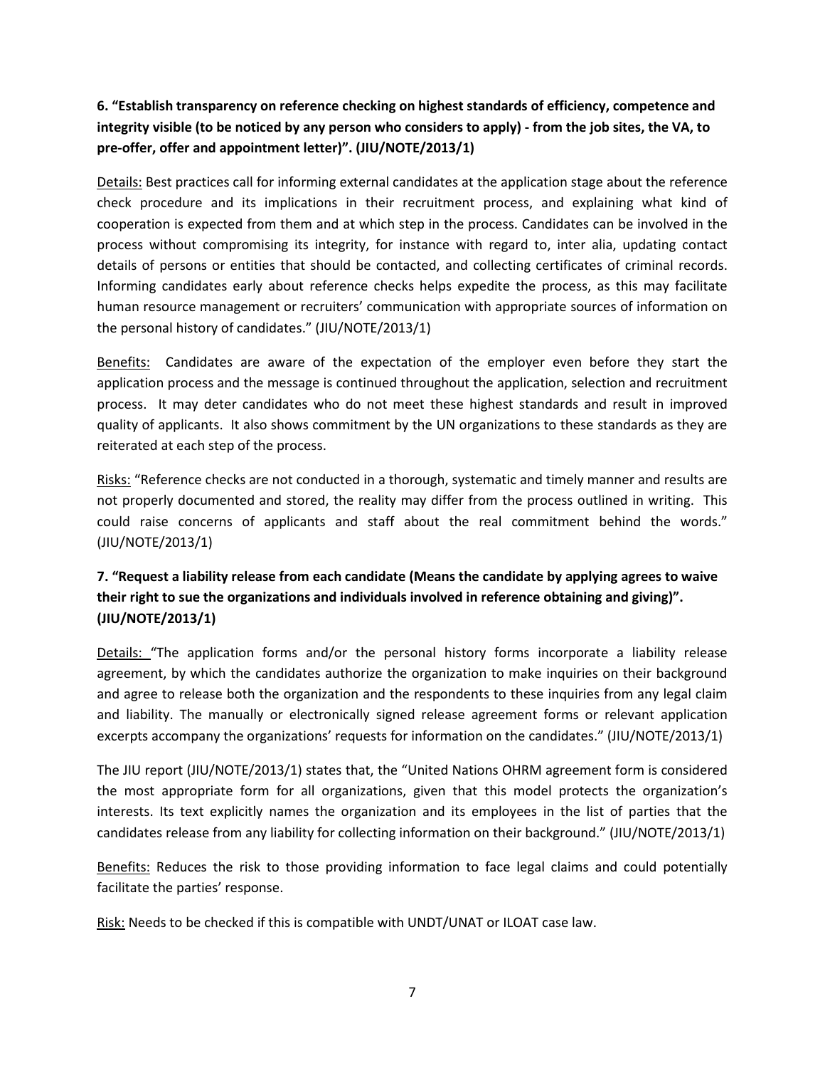**6. "Establish transparency on reference checking on highest standards of efficiency, competence and integrity visible (to be noticed by any person who considers to apply) - from the job sites, the VA, to pre-offer, offer and appointment letter)". (JIU/NOTE/2013/1)**

Details: Best practices call for informing external candidates at the application stage about the reference check procedure and its implications in their recruitment process, and explaining what kind of cooperation is expected from them and at which step in the process. Candidates can be involved in the process without compromising its integrity, for instance with regard to, inter alia, updating contact details of persons or entities that should be contacted, and collecting certificates of criminal records. Informing candidates early about reference checks helps expedite the process, as this may facilitate human resource management or recruiters' communication with appropriate sources of information on the personal history of candidates." (JIU/NOTE/2013/1)

Benefits: Candidates are aware of the expectation of the employer even before they start the application process and the message is continued throughout the application, selection and recruitment process. It may deter candidates who do not meet these highest standards and result in improved quality of applicants. It also shows commitment by the UN organizations to these standards as they are reiterated at each step of the process.

Risks: "Reference checks are not conducted in a thorough, systematic and timely manner and results are not properly documented and stored, the reality may differ from the process outlined in writing. This could raise concerns of applicants and staff about the real commitment behind the words." (JIU/NOTE/2013/1)

**7. "Request a liability release from each candidate (Means the candidate by applying agrees to waive their right to sue the organizations and individuals involved in reference obtaining and giving)". (JIU/NOTE/2013/1)**

Details: "The application forms and/or the personal history forms incorporate a liability release agreement, by which the candidates authorize the organization to make inquiries on their background and agree to release both the organization and the respondents to these inquiries from any legal claim and liability. The manually or electronically signed release agreement forms or relevant application excerpts accompany the organizations' requests for information on the candidates." (JIU/NOTE/2013/1)

The JIU report (JIU/NOTE/2013/1) states that, the "United Nations OHRM agreement form is considered the most appropriate form for all organizations, given that this model protects the organization's interests. Its text explicitly names the organization and its employees in the list of parties that the candidates release from any liability for collecting information on their background." (JIU/NOTE/2013/1)

Benefits: Reduces the risk to those providing information to face legal claims and could potentially facilitate the parties' response.

Risk: Needs to be checked if this is compatible with UNDT/UNAT or ILOAT case law.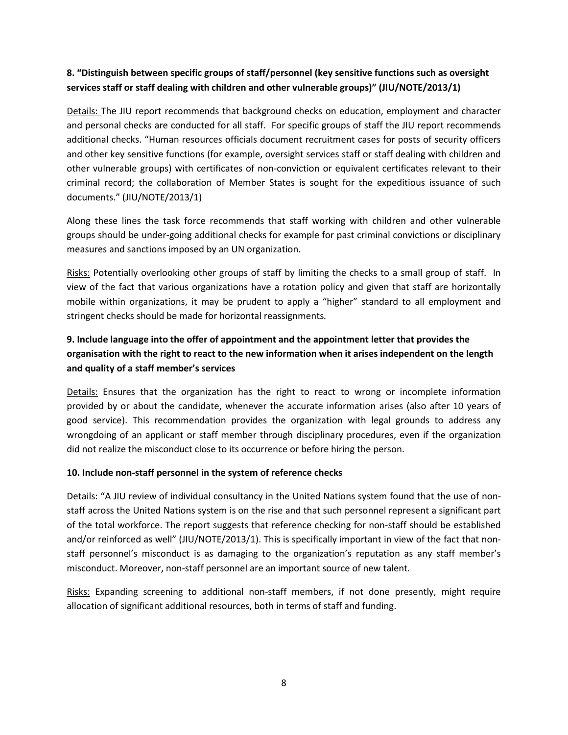**8. "Distinguish between specific groups of staff/personnel (key sensitive functions such as oversight services staff or staff dealing with children and other vulnerable groups)" (JIU/NOTE/2013/1)**

Details: The JIU report recommends that background checks on education, employment and character and personal checks are conducted for all staff. For specific groups of staff the JIU report recommends additional checks. "Human resources officials document recruitment cases for posts of security officers and other key sensitive functions (for example, oversight services staff or staff dealing with children and other vulnerable groups) with certificates of non-conviction or equivalent certificates relevant to their criminal record; the collaboration of Member States is sought for the expeditious issuance of such documents." (JIU/NOTE/2013/1)

Along these lines the task force recommends that staff working with children and other vulnerable groups should be under-going additional checks for example for past criminal convictions or disciplinary measures and sanctions imposed by an UN organization.

Risks: Potentially overlooking other groups of staff by limiting the checks to a small group of staff. In view of the fact that various organizations have a rotation policy and given that staff are horizontally mobile within organizations, it may be prudent to apply a "higher" standard to all employment and stringent checks should be made for horizontal reassignments*.*

**9. Include language into the offer of appointment and the appointment letter that provides the organisation with the right to react to the new information when it arises independent on the length and quality of a staff member's services**

Details: Ensures that the organization has the right to react to wrong or incomplete information provided by or about the candidate, whenever the accurate information arises (also after 10 years of good service). This recommendation provides the organization with legal grounds to address any wrongdoing of an applicant or staff member through disciplinary procedures, even if the organization did not realize the misconduct close to its occurrence or before hiring the person.

**10. Include non-staff personnel in the system of reference checks**

Details: "A JIU review of individual consultancy in the United Nations system found that the use of non-staff across the United Nations system is on the rise and that such personnel represent a significant part of the total workforce. The report suggests that reference checking for non-staff should be established and/or reinforced as well" (JIU/NOTE/2013/1). This is specifically important in view of the fact that non-staff personnel's misconduct is as damaging to the organization's reputation as any staff member's misconduct. Moreover, non-staff personnel are an important source of new talent.

Risks: Expanding screening to additional non-staff members, if not done presently, might require allocation of significant additional resources, both in terms of staff and funding.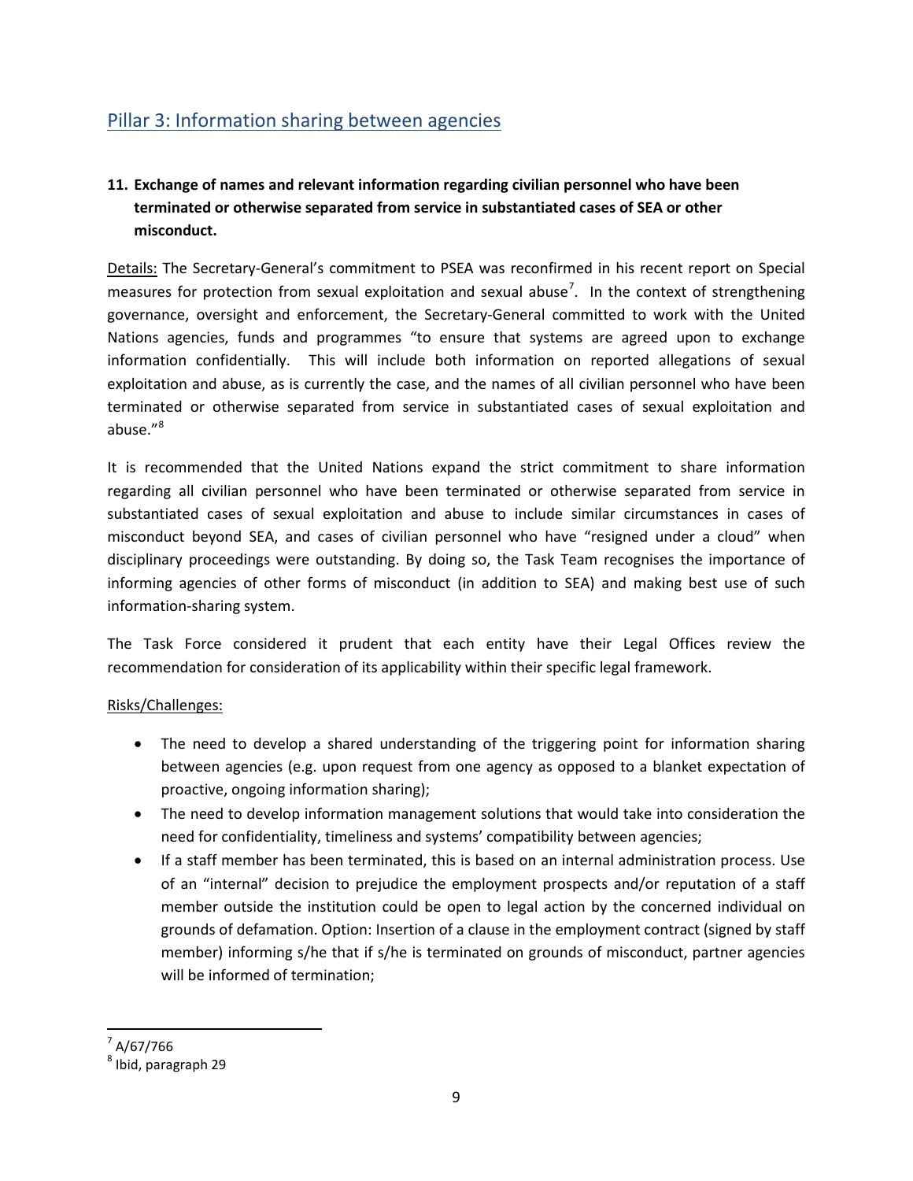## Pillar 3: Information sharing between agencies

**11. Exchange of names and relevant information regarding civilian personnel who have been terminated or otherwise separated from service in substantiated cases of SEA or other misconduct.**

Details: The Secretary-General's commitment to PSEA was reconfirmed in his recent report on Special measures for protection from sexual exploitation and sexual abuse[7]. In the context of strengthening governance, oversight and enforcement, the Secretary-General committed to work with the United Nations agencies, funds and programmes "to ensure that systems are agreed upon to exchange information confidentially. This will include both information on reported allegations of sexual exploitation and abuse, as is currently the case, and the names of all civilian personnel who have been terminated or otherwise separated from service in substantiated cases of sexual exploitation and abuse."[8]

It is recommended that the United Nations expand the strict commitment to share information regarding all civilian personnel who have been terminated or otherwise separated from service in substantiated cases of sexual exploitation and abuse to include similar circumstances in cases of misconduct beyond SEA, and cases of civilian personnel who have "resigned under a cloud" when disciplinary proceedings were outstanding. By doing so, the Task Team recognises the importance of informing agencies of other forms of misconduct (in addition to SEA) and making best use of such information-sharing system.

The Task Force considered it prudent that each entity have their Legal Offices review the recommendation for consideration of its applicability within their specific legal framework.

Risks/Challenges:

- The need to develop a shared understanding of the triggering point for information sharing between agencies (e.g. upon request from one agency as opposed to a blanket expectation of proactive, ongoing information sharing);
- The need to develop information management solutions that would take into consideration the need for confidentiality, timeliness and systems' compatibility between agencies;
- If a staff member has been terminated, this is based on an internal administration process. Use of an "internal" decision to prejudice the employment prospects and/or reputation of a staff member outside the institution could be open to legal action by the concerned individual on grounds of defamation. Option: Insertion of a clause in the employment contract (signed by staff member) informing s/he that if s/he is terminated on grounds of misconduct, partner agencies will be informed of termination;

---

[7] A/67/766

[8] Ibid, paragraph 29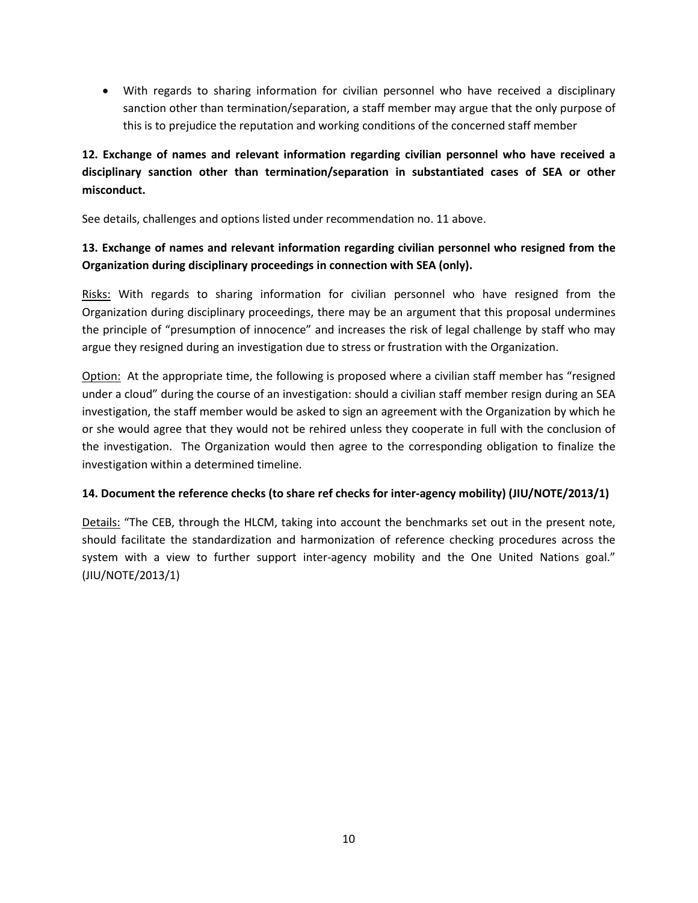- With regards to sharing information for civilian personnel who have received a disciplinary sanction other than termination/separation, a staff member may argue that the only purpose of this is to prejudice the reputation and working conditions of the concerned staff member

**12. Exchange of names and relevant information regarding civilian personnel who have received a disciplinary sanction other than termination/separation in substantiated cases of SEA or other misconduct.**

See details, challenges and options listed under recommendation no. 11 above.

**13. Exchange of names and relevant information regarding civilian personnel who resigned from the Organization during disciplinary proceedings in connection with SEA (only).**

Risks: With regards to sharing information for civilian personnel who have resigned from the Organization during disciplinary proceedings, there may be an argument that this proposal undermines the principle of "presumption of innocence" and increases the risk of legal challenge by staff who may argue they resigned during an investigation due to stress or frustration with the Organization.

Option: At the appropriate time, the following is proposed where a civilian staff member has "resigned under a cloud" during the course of an investigation: should a civilian staff member resign during an SEA investigation, the staff member would be asked to sign an agreement with the Organization by which he or she would agree that they would not be rehired unless they cooperate in full with the conclusion of the investigation. The Organization would then agree to the corresponding obligation to finalize the investigation within a determined timeline.

**14. Document the reference checks (to share ref checks for inter-agency mobility) (JIU/NOTE/2013/1)**

Details: "The CEB, through the HLCM, taking into account the benchmarks set out in the present note, should facilitate the standardization and harmonization of reference checking procedures across the system with a view to further support inter-agency mobility and the One United Nations goal." (JIU/NOTE/2013/1)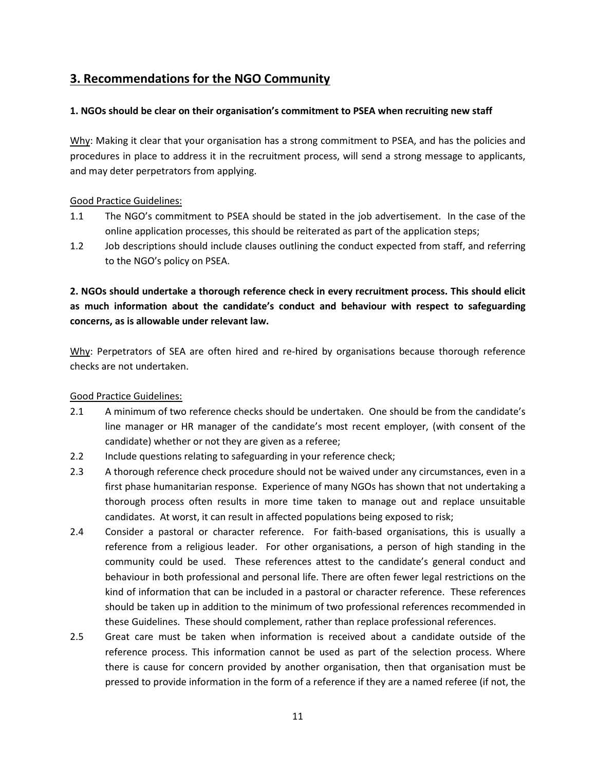## 3. Recommendations for the NGO Community

**1. NGOs should be clear on their organisation's commitment to PSEA when recruiting new staff**

Why: Making it clear that your organisation has a strong commitment to PSEA, and has the policies and procedures in place to address it in the recruitment process, will send a strong message to applicants, and may deter perpetrators from applying.

Good Practice Guidelines:

1.1 The NGO's commitment to PSEA should be stated in the job advertisement. In the case of the online application processes, this should be reiterated as part of the application steps;

1.2 Job descriptions should include clauses outlining the conduct expected from staff, and referring to the NGO's policy on PSEA.

**2. NGOs should undertake a thorough reference check in every recruitment process. This should elicit as much information about the candidate's conduct and behaviour with respect to safeguarding concerns, as is allowable under relevant law.**

Why: Perpetrators of SEA are often hired and re-hired by organisations because thorough reference checks are not undertaken.

Good Practice Guidelines:

2.1 A minimum of two reference checks should be undertaken. One should be from the candidate's line manager or HR manager of the candidate's most recent employer, (with consent of the candidate) whether or not they are given as a referee;

2.2 Include questions relating to safeguarding in your reference check;

2.3 A thorough reference check procedure should not be waived under any circumstances, even in a first phase humanitarian response. Experience of many NGOs has shown that not undertaking a thorough process often results in more time taken to manage out and replace unsuitable candidates. At worst, it can result in affected populations being exposed to risk;

2.4 Consider a pastoral or character reference. For faith-based organisations, this is usually a reference from a religious leader. For other organisations, a person of high standing in the community could be used. These references attest to the candidate's general conduct and behaviour in both professional and personal life. There are often fewer legal restrictions on the kind of information that can be included in a pastoral or character reference. These references should be taken up in addition to the minimum of two professional references recommended in these Guidelines. These should complement, rather than replace professional references.

2.5 Great care must be taken when information is received about a candidate outside of the reference process. This information cannot be used as part of the selection process. Where there is cause for concern provided by another organisation, then that organisation must be pressed to provide information in the form of a reference if they are a named referee (if not, the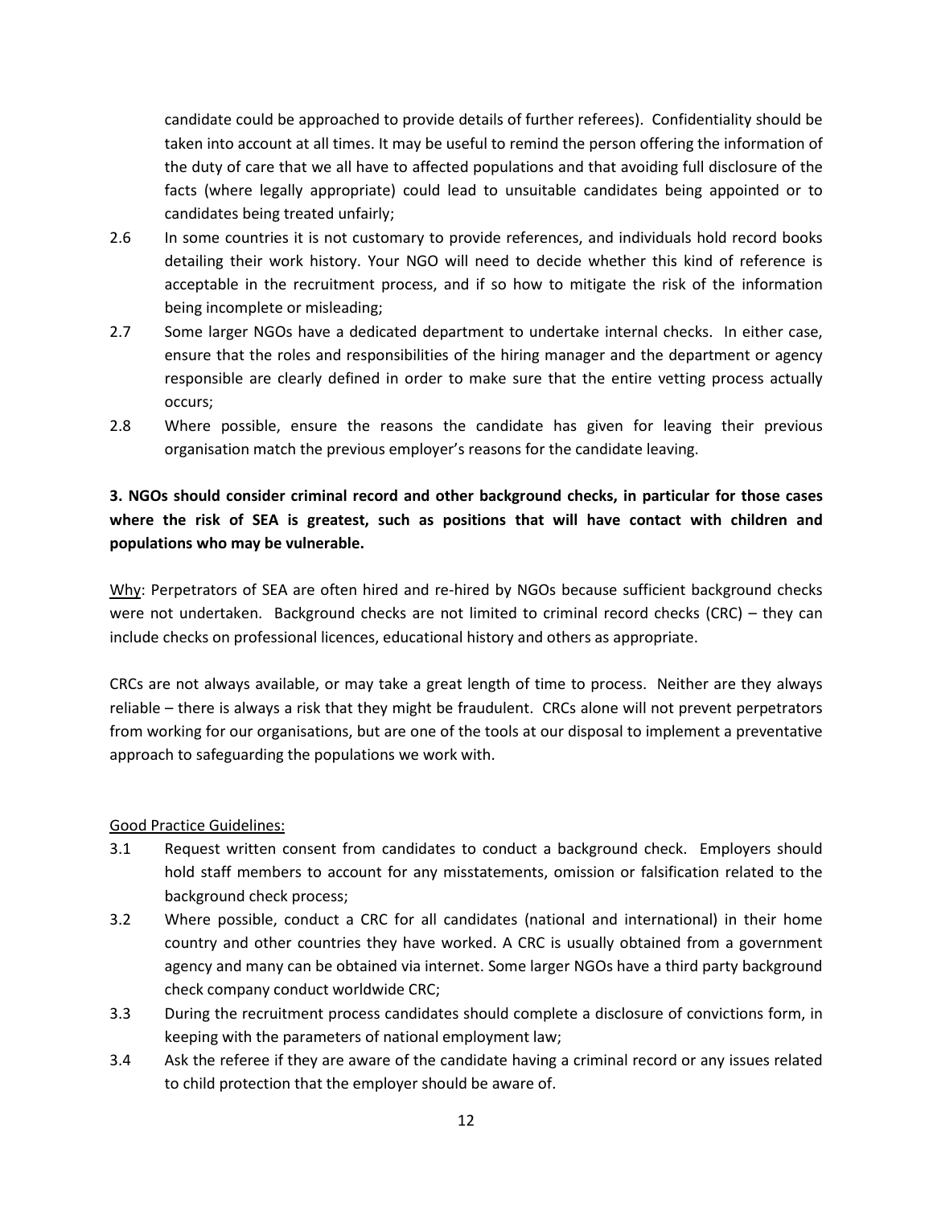candidate could be approached to provide details of further referees). Confidentiality should be taken into account at all times. It may be useful to remind the person offering the information of the duty of care that we all have to affected populations and that avoiding full disclosure of the facts (where legally appropriate) could lead to unsuitable candidates being appointed or to candidates being treated unfairly;

2.6 In some countries it is not customary to provide references, and individuals hold record books detailing their work history. Your NGO will need to decide whether this kind of reference is acceptable in the recruitment process, and if so how to mitigate the risk of the information being incomplete or misleading;

2.7 Some larger NGOs have a dedicated department to undertake internal checks. In either case, ensure that the roles and responsibilities of the hiring manager and the department or agency responsible are clearly defined in order to make sure that the entire vetting process actually occurs;

2.8 Where possible, ensure the reasons the candidate has given for leaving their previous organisation match the previous employer's reasons for the candidate leaving.

**3. NGOs should consider criminal record and other background checks, in particular for those cases where the risk of SEA is greatest, such as positions that will have contact with children and populations who may be vulnerable.**

<u>Why</u>: Perpetrators of SEA are often hired and re-hired by NGOs because sufficient background checks were not undertaken. Background checks are not limited to criminal record checks (CRC) – they can include checks on professional licences, educational history and others as appropriate.

CRCs are not always available, or may take a great length of time to process. Neither are they always reliable – there is always a risk that they might be fraudulent. CRCs alone will not prevent perpetrators from working for our organisations, but are one of the tools at our disposal to implement a preventative approach to safeguarding the populations we work with.

<u>Good Practice Guidelines:</u>

3.1 Request written consent from candidates to conduct a background check. Employers should hold staff members to account for any misstatements, omission or falsification related to the background check process;

3.2 Where possible, conduct a CRC for all candidates (national and international) in their home country and other countries they have worked. A CRC is usually obtained from a government agency and many can be obtained via internet. Some larger NGOs have a third party background check company conduct worldwide CRC;

3.3 During the recruitment process candidates should complete a disclosure of convictions form, in keeping with the parameters of national employment law;

3.4 Ask the referee if they are aware of the candidate having a criminal record or any issues related to child protection that the employer should be aware of.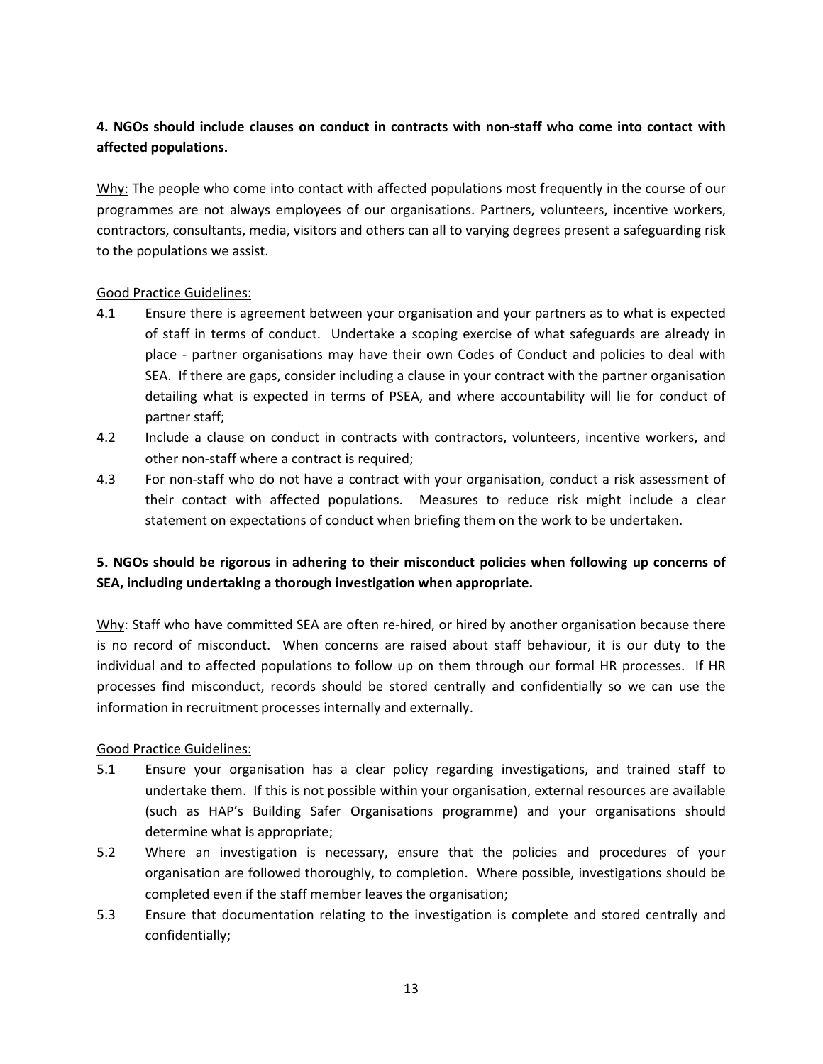**4. NGOs should include clauses on conduct in contracts with non-staff who come into contact with affected populations.**

Why: The people who come into contact with affected populations most frequently in the course of our programmes are not always employees of our organisations. Partners, volunteers, incentive workers, contractors, consultants, media, visitors and others can all to varying degrees present a safeguarding risk to the populations we assist.

Good Practice Guidelines:

4.1 Ensure there is agreement between your organisation and your partners as to what is expected of staff in terms of conduct. Undertake a scoping exercise of what safeguards are already in place - partner organisations may have their own Codes of Conduct and policies to deal with SEA. If there are gaps, consider including a clause in your contract with the partner organisation detailing what is expected in terms of PSEA, and where accountability will lie for conduct of partner staff;

4.2 Include a clause on conduct in contracts with contractors, volunteers, incentive workers, and other non-staff where a contract is required;

4.3 For non-staff who do not have a contract with your organisation, conduct a risk assessment of their contact with affected populations. Measures to reduce risk might include a clear statement on expectations of conduct when briefing them on the work to be undertaken.

**5. NGOs should be rigorous in adhering to their misconduct policies when following up concerns of SEA, including undertaking a thorough investigation when appropriate.**

Why: Staff who have committed SEA are often re-hired, or hired by another organisation because there is no record of misconduct. When concerns are raised about staff behaviour, it is our duty to the individual and to affected populations to follow up on them through our formal HR processes. If HR processes find misconduct, records should be stored centrally and confidentially so we can use the information in recruitment processes internally and externally.

Good Practice Guidelines:

5.1 Ensure your organisation has a clear policy regarding investigations, and trained staff to undertake them. If this is not possible within your organisation, external resources are available (such as HAP's Building Safer Organisations programme) and your organisations should determine what is appropriate;

5.2 Where an investigation is necessary, ensure that the policies and procedures of your organisation are followed thoroughly, to completion. Where possible, investigations should be completed even if the staff member leaves the organisation;

5.3 Ensure that documentation relating to the investigation is complete and stored centrally and confidentially;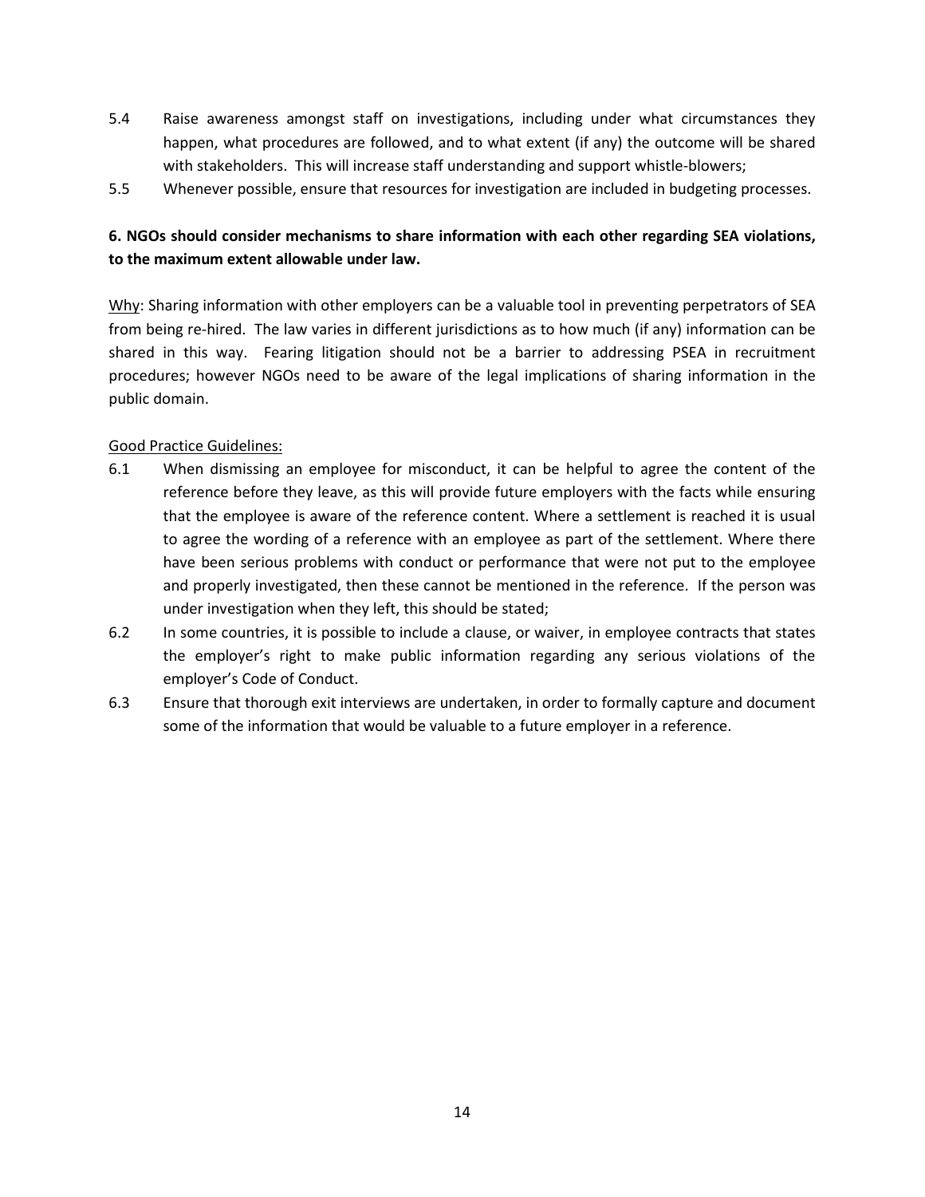5.4 Raise awareness amongst staff on investigations, including under what circumstances they happen, what procedures are followed, and to what extent (if any) the outcome will be shared with stakeholders. This will increase staff understanding and support whistle-blowers;

5.5 Whenever possible, ensure that resources for investigation are included in budgeting processes.

**6. NGOs should consider mechanisms to share information with each other regarding SEA violations, to the maximum extent allowable under law.**

Why: Sharing information with other employers can be a valuable tool in preventing perpetrators of SEA from being re-hired. The law varies in different jurisdictions as to how much (if any) information can be shared in this way. Fearing litigation should not be a barrier to addressing PSEA in recruitment procedures; however NGOs need to be aware of the legal implications of sharing information in the public domain.

Good Practice Guidelines:

6.1 When dismissing an employee for misconduct, it can be helpful to agree the content of the reference before they leave, as this will provide future employers with the facts while ensuring that the employee is aware of the reference content. Where a settlement is reached it is usual to agree the wording of a reference with an employee as part of the settlement. Where there have been serious problems with conduct or performance that were not put to the employee and properly investigated, then these cannot be mentioned in the reference. If the person was under investigation when they left, this should be stated;

6.2 In some countries, it is possible to include a clause, or waiver, in employee contracts that states the employer's right to make public information regarding any serious violations of the employer's Code of Conduct.

6.3 Ensure that thorough exit interviews are undertaken, in order to formally capture and document some of the information that would be valuable to a future employer in a reference.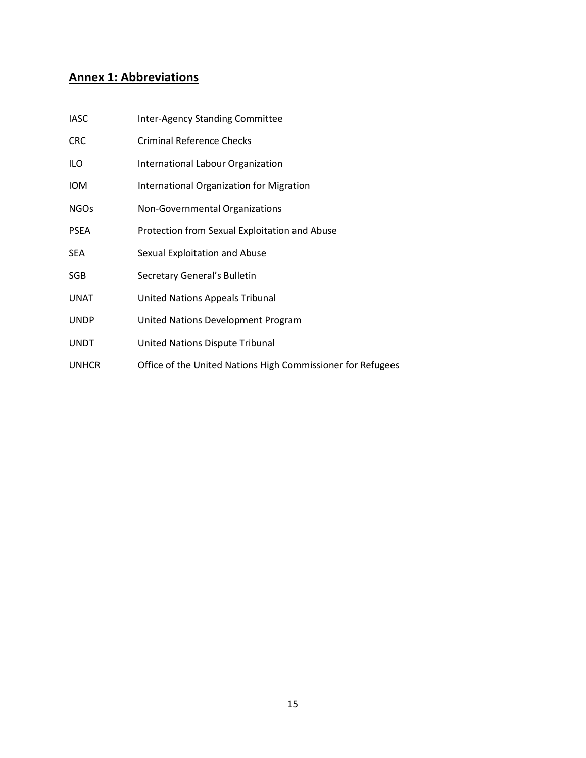## Annex 1: Abbreviations

| | |
|---|---|
| IASC | Inter-Agency Standing Committee |
| CRC | Criminal Reference Checks |
| ILO | International Labour Organization |
| IOM | International Organization for Migration |
| NGOs | Non-Governmental Organizations |
| PSEA | Protection from Sexual Exploitation and Abuse |
| SEA | Sexual Exploitation and Abuse |
| SGB | Secretary General's Bulletin |
| UNAT | United Nations Appeals Tribunal |
| UNDP | United Nations Development Program |
| UNDT | United Nations Dispute Tribunal |
| UNHCR | Office of the United Nations High Commissioner for Refugees |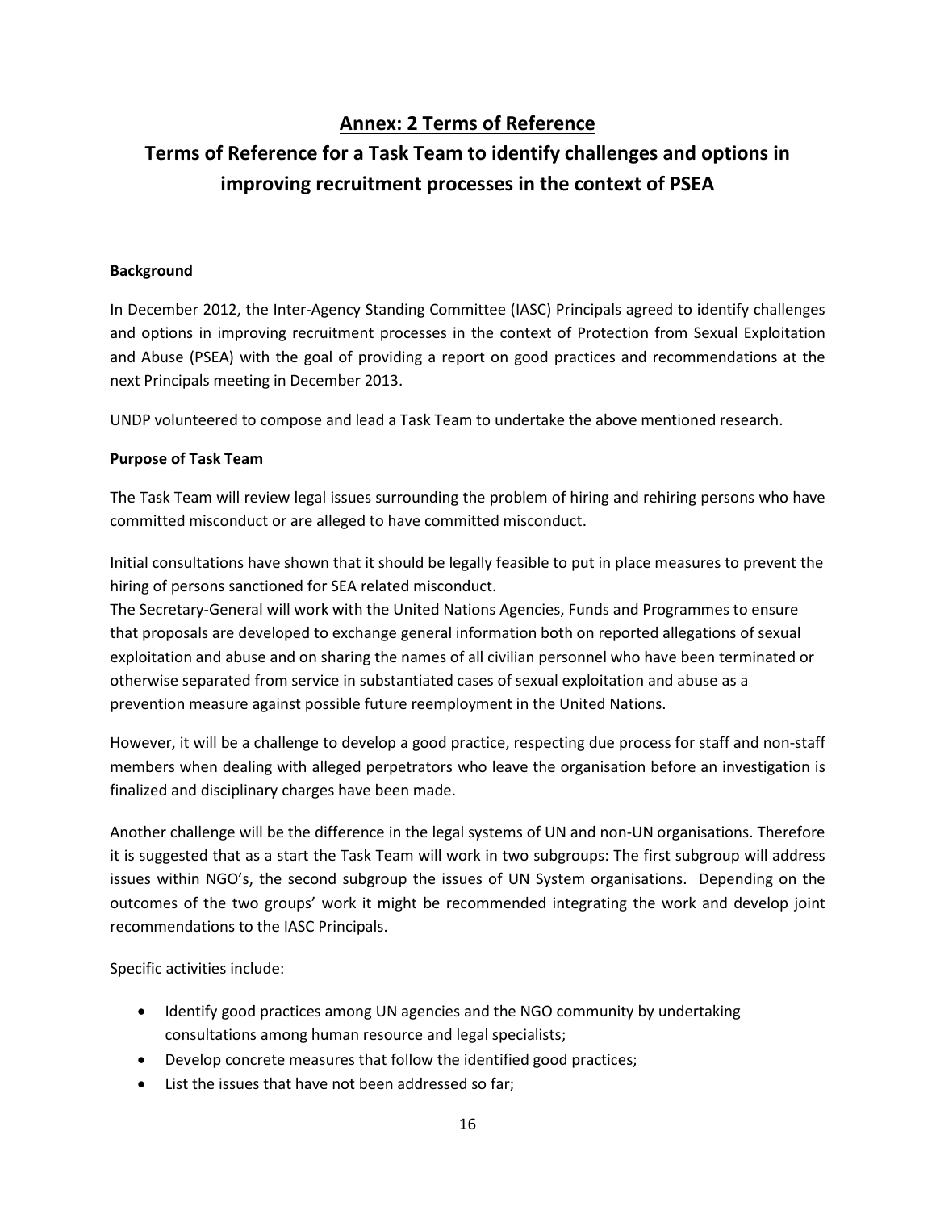## Annex: 2 Terms of Reference

## Terms of Reference for a Task Team to identify challenges and options in improving recruitment processes in the context of PSEA

**Background**

In December 2012, the Inter-Agency Standing Committee (IASC) Principals agreed to identify challenges and options in improving recruitment processes in the context of Protection from Sexual Exploitation and Abuse (PSEA) with the goal of providing a report on good practices and recommendations at the next Principals meeting in December 2013.

UNDP volunteered to compose and lead a Task Team to undertake the above mentioned research.

**Purpose of Task Team**

The Task Team will review legal issues surrounding the problem of hiring and rehiring persons who have committed misconduct or are alleged to have committed misconduct.

Initial consultations have shown that it should be legally feasible to put in place measures to prevent the hiring of persons sanctioned for SEA related misconduct.
The Secretary-General will work with the United Nations Agencies, Funds and Programmes to ensure that proposals are developed to exchange general information both on reported allegations of sexual exploitation and abuse and on sharing the names of all civilian personnel who have been terminated or otherwise separated from service in substantiated cases of sexual exploitation and abuse as a prevention measure against possible future reemployment in the United Nations.

However, it will be a challenge to develop a good practice, respecting due process for staff and non-staff members when dealing with alleged perpetrators who leave the organisation before an investigation is finalized and disciplinary charges have been made.

Another challenge will be the difference in the legal systems of UN and non-UN organisations. Therefore it is suggested that as a start the Task Team will work in two subgroups: The first subgroup will address issues within NGO's, the second subgroup the issues of UN System organisations. Depending on the outcomes of the two groups' work it might be recommended integrating the work and develop joint recommendations to the IASC Principals.

Specific activities include:

- Identify good practices among UN agencies and the NGO community by undertaking consultations among human resource and legal specialists;
- Develop concrete measures that follow the identified good practices;
- List the issues that have not been addressed so far;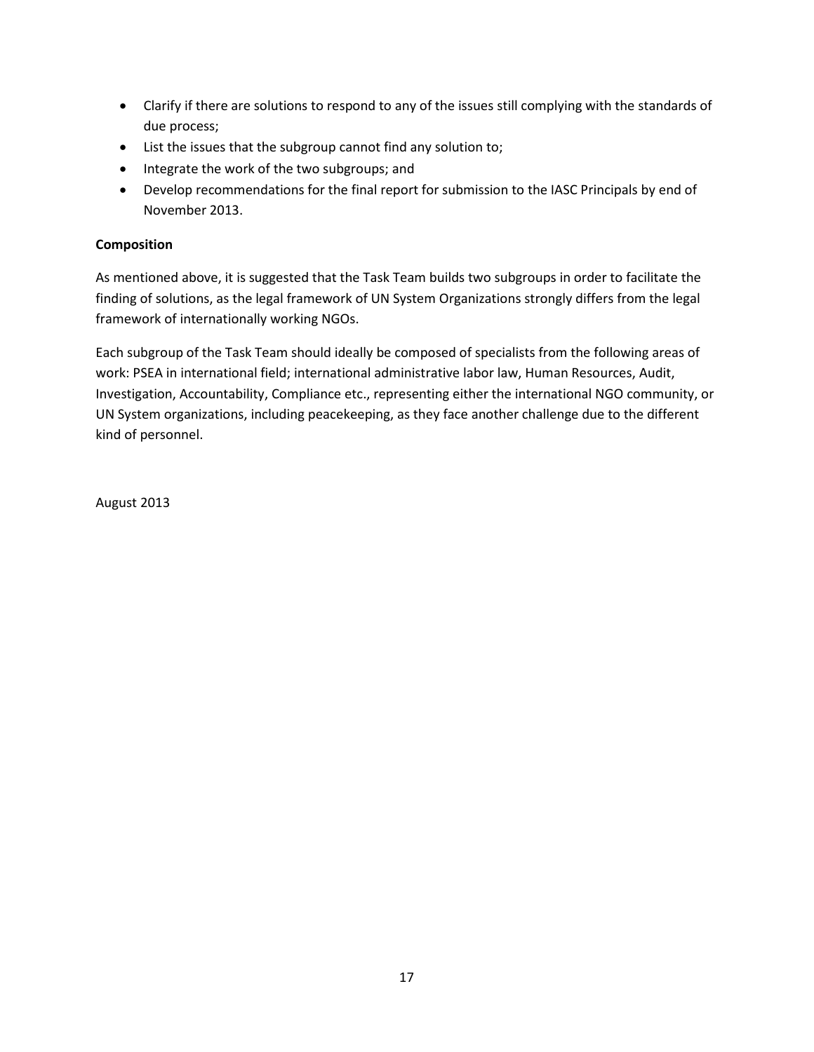- Clarify if there are solutions to respond to any of the issues still complying with the standards of due process;
- List the issues that the subgroup cannot find any solution to;
- Integrate the work of the two subgroups; and
- Develop recommendations for the final report for submission to the IASC Principals by end of November 2013.

**Composition**

As mentioned above, it is suggested that the Task Team builds two subgroups in order to facilitate the finding of solutions, as the legal framework of UN System Organizations strongly differs from the legal framework of internationally working NGOs.

Each subgroup of the Task Team should ideally be composed of specialists from the following areas of work: PSEA in international field; international administrative labor law, Human Resources, Audit, Investigation, Accountability, Compliance etc., representing either the international NGO community, or UN System organizations, including peacekeeping, as they face another challenge due to the different kind of personnel.

August 2013